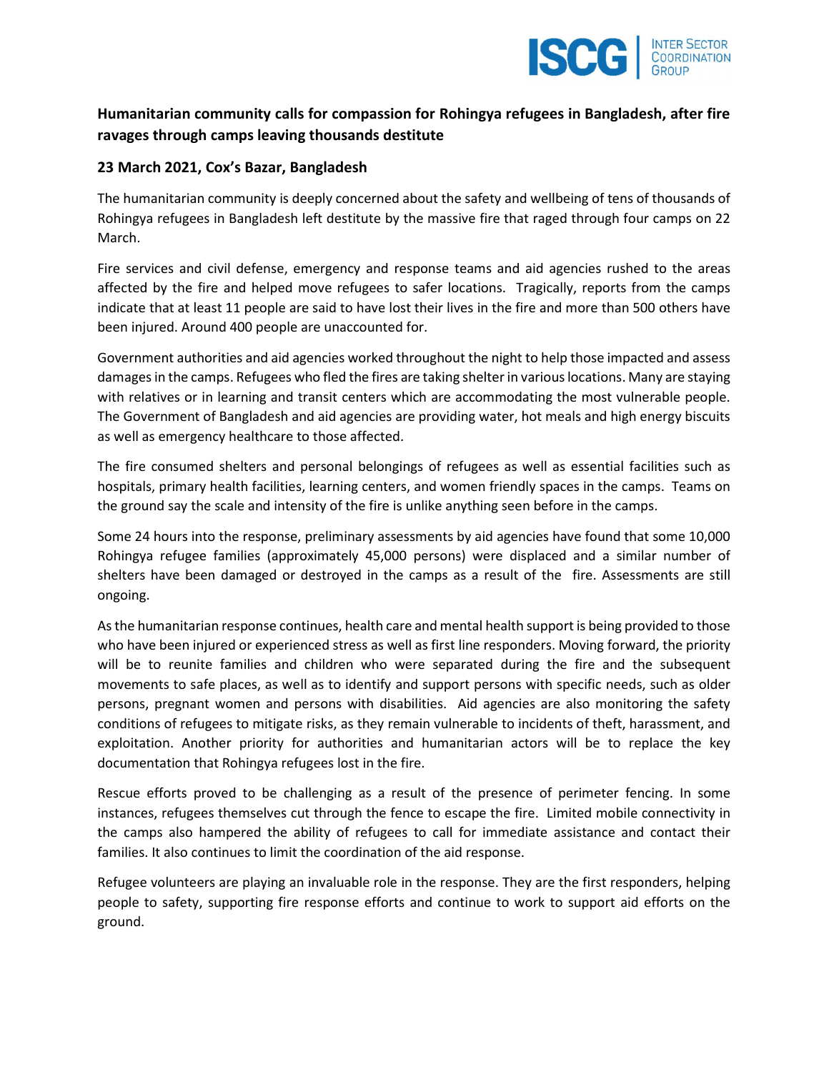# Humanitarian community calls for compassion for Rohingya refugees in Bangladesh, after fire ravages through camps leaving thousands destitute

**23 March 2021, Cox's Bazar, Bangladesh**

The humanitarian community is deeply concerned about the safety and wellbeing of tens of thousands of Rohingya refugees in Bangladesh left destitute by the massive fire that raged through four camps on 22 March.

Fire services and civil defense, emergency and response teams and aid agencies rushed to the areas affected by the fire and helped move refugees to safer locations. Tragically, reports from the camps indicate that at least 11 people are said to have lost their lives in the fire and more than 500 others have been injured. Around 400 people are unaccounted for.

Government authorities and aid agencies worked throughout the night to help those impacted and assess damages in the camps. Refugees who fled the fires are taking shelter in various locations. Many are staying with relatives or in learning and transit centers which are accommodating the most vulnerable people. The Government of Bangladesh and aid agencies are providing water, hot meals and high energy biscuits as well as emergency healthcare to those affected.

The fire consumed shelters and personal belongings of refugees as well as essential facilities such as hospitals, primary health facilities, learning centers, and women friendly spaces in the camps. Teams on the ground say the scale and intensity of the fire is unlike anything seen before in the camps.

Some 24 hours into the response, preliminary assessments by aid agencies have found that some 10,000 Rohingya refugee families (approximately 45,000 persons) were displaced and a similar number of shelters have been damaged or destroyed in the camps as a result of the fire. Assessments are still ongoing.

As the humanitarian response continues, health care and mental health support is being provided to those who have been injured or experienced stress as well as first line responders. Moving forward, the priority will be to reunite families and children who were separated during the fire and the subsequent movements to safe places, as well as to identify and support persons with specific needs, such as older persons, pregnant women and persons with disabilities. Aid agencies are also monitoring the safety conditions of refugees to mitigate risks, as they remain vulnerable to incidents of theft, harassment, and exploitation. Another priority for authorities and humanitarian actors will be to replace the key documentation that Rohingya refugees lost in the fire.

Rescue efforts proved to be challenging as a result of the presence of perimeter fencing. In some instances, refugees themselves cut through the fence to escape the fire. Limited mobile connectivity in the camps also hampered the ability of refugees to call for immediate assistance and contact their families. It also continues to limit the coordination of the aid response.

Refugee volunteers are playing an invaluable role in the response. They are the first responders, helping people to safety, supporting fire response efforts and continue to work to support aid efforts on the ground.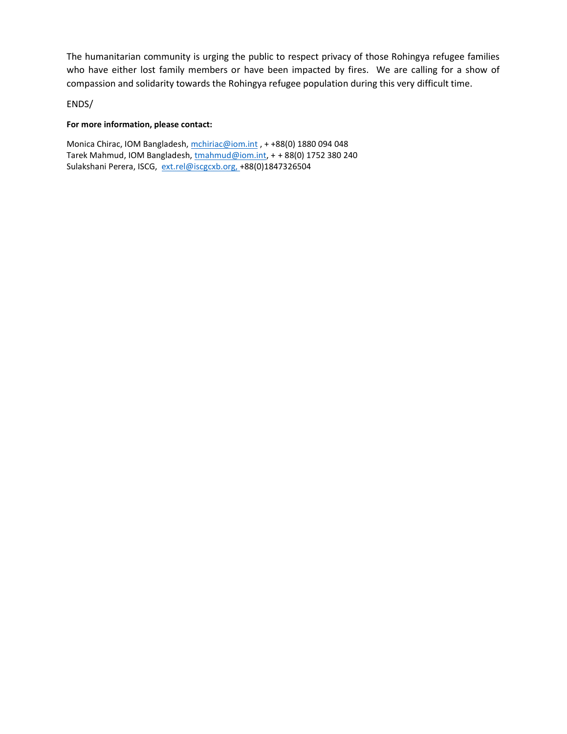The humanitarian community is urging the public to respect privacy of those Rohingya refugee families who have either lost family members or have been impacted by fires. We are calling for a show of compassion and solidarity towards the Rohingya refugee population during this very difficult time.

ENDS/

**For more information, please contact:**

Monica Chirac, IOM Bangladesh, mchiriac@iom.int , + +88(0) 1880 094 048
Tarek Mahmud, IOM Bangladesh, tmahmud@iom.int, + + 88(0) 1752 380 240
Sulakshani Perera, ISCG, ext.rel@iscgcxb.org, +88(0)1847326504